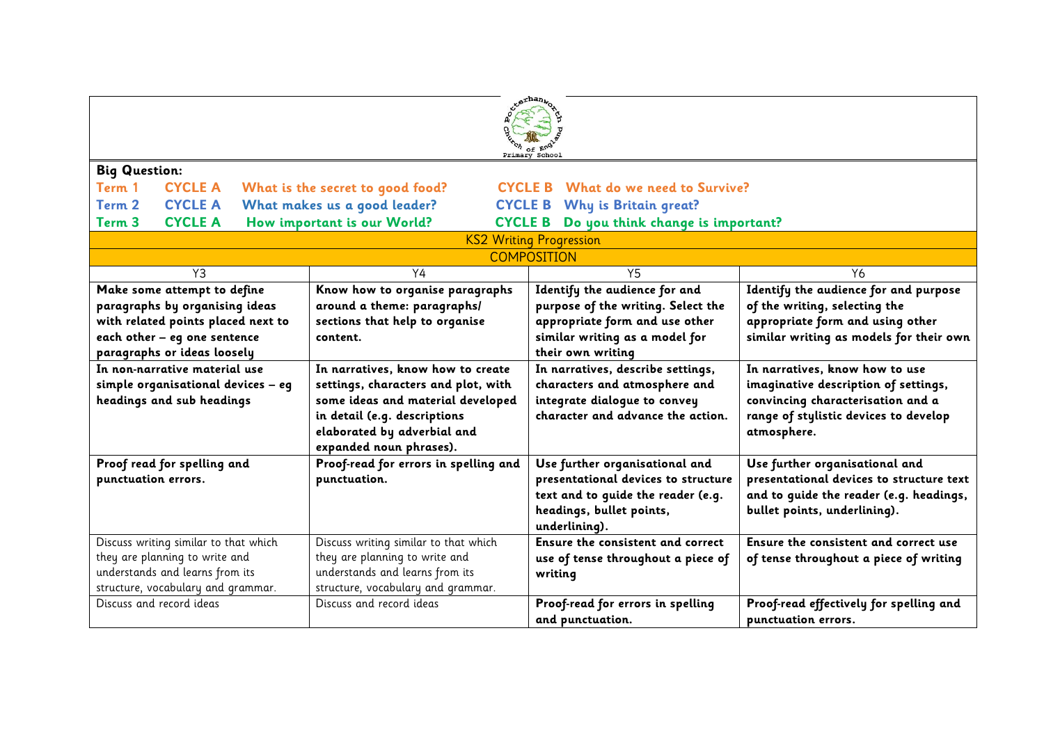Potterhanworth Church of England Primary School

**Big Question:**

| | | | | |
|---|---|---|---|---|
| **Term 1** | **CYCLE A** | **What is the secret to good food?** | **CYCLE B** | **What do we need to Survive?** |
| **Term 2** | **CYCLE A** | **What makes us a good leader?** | **CYCLE B** | **Why is Britain great?** |
| **Term 3** | **CYCLE A** | **How important is our World?** | **CYCLE B** | **Do you think change is important?** |

## KS2 Writing Progression

### COMPOSITION

| Y3 | Y4 | Y5 | Y6 |
|---|---|---|---|
| **Make some attempt to define paragraphs by organising ideas with related points placed next to each other – eg one sentence paragraphs or ideas loosely** | **Know how to organise paragraphs around a theme: paragraphs/ sections that help to organise content.** | **Identify the audience for and purpose of the writing. Select the appropriate form and use other similar writing as a model for their own writing** | **Identify the audience for and purpose of the writing, selecting the appropriate form and using other similar writing as models for their own** |
| **In non-narrative material use simple organisational devices – eg headings and sub headings** | **In narratives, know how to create settings, characters and plot, with some ideas and material developed in detail (e.g. descriptions elaborated by adverbial and expanded noun phrases).** | **In narratives, describe settings, characters and atmosphere and integrate dialogue to convey character and advance the action.** | **In narratives, know how to use imaginative description of settings, convincing characterisation and a range of stylistic devices to develop atmosphere.** |
| **Proof read for spelling and punctuation errors.** | **Proof-read for errors in spelling and punctuation.** | **Use further organisational and presentational devices to structure text and to guide the reader (e.g. headings, bullet points, underlining).** | **Use further organisational and presentational devices to structure text and to guide the reader (e.g. headings, bullet points, underlining).** |
| Discuss writing similar to that which they are planning to write and understands and learns from its structure, vocabulary and grammar. | Discuss writing similar to that which they are planning to write and understands and learns from its structure, vocabulary and grammar. | **Ensure the consistent and correct use of tense throughout a piece of writing** | **Ensure the consistent and correct use of tense throughout a piece of writing** |
| Discuss and record ideas | Discuss and record ideas | **Proof-read for errors in spelling and punctuation.** | **Proof-read effectively for spelling and punctuation errors.** |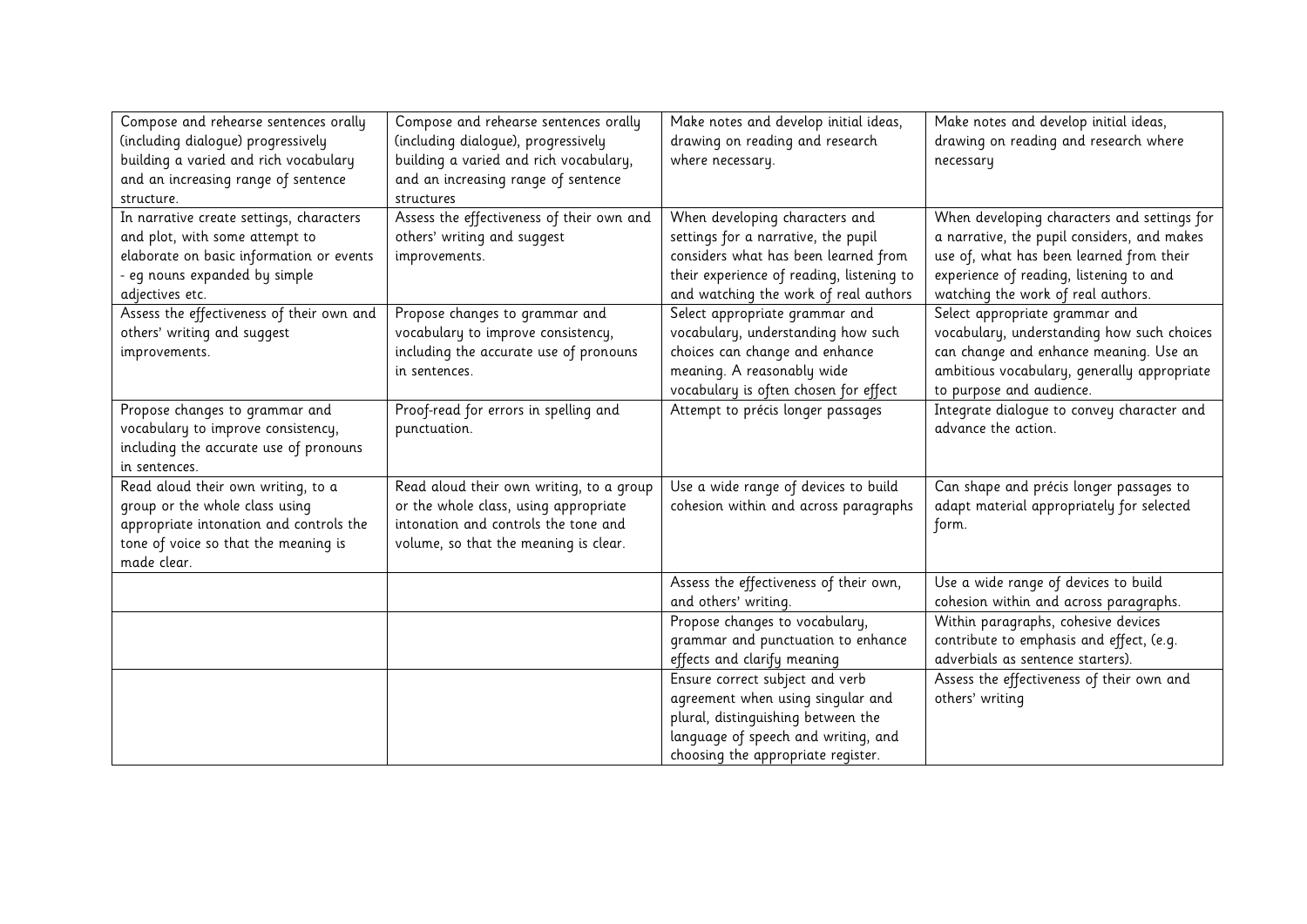| Compose and rehearse sentences orally (including dialogue) progressively building a varied and rich vocabulary and an increasing range of sentence structure. | Compose and rehearse sentences orally (including dialogue), progressively building a varied and rich vocabulary, and an increasing range of sentence structures | Make notes and develop initial ideas, drawing on reading and research where necessary. | Make notes and develop initial ideas, drawing on reading and research where necessary |
|---|---|---|---|
| In narrative create settings, characters and plot, with some attempt to elaborate on basic information or events - eg nouns expanded by simple adjectives etc. | Assess the effectiveness of their own and others' writing and suggest improvements. | When developing characters and settings for a narrative, the pupil considers what has been learned from their experience of reading, listening to and watching the work of real authors | When developing characters and settings for a narrative, the pupil considers, and makes use of, what has been learned from their experience of reading, listening to and watching the work of real authors. |
| Assess the effectiveness of their own and others' writing and suggest improvements. | Propose changes to grammar and vocabulary to improve consistency, including the accurate use of pronouns in sentences. | Select appropriate grammar and vocabulary, understanding how such choices can change and enhance meaning. A reasonably wide vocabulary is often chosen for effect | Select appropriate grammar and vocabulary, understanding how such choices can change and enhance meaning. Use an ambitious vocabulary, generally appropriate to purpose and audience. |
| Propose changes to grammar and vocabulary to improve consistency, including the accurate use of pronouns in sentences. | Proof-read for errors in spelling and punctuation. | Attempt to précis longer passages | Integrate dialogue to convey character and advance the action. |
| Read aloud their own writing, to a group or the whole class using appropriate intonation and controls the tone of voice so that the meaning is made clear. | Read aloud their own writing, to a group or the whole class, using appropriate intonation and controls the tone and volume, so that the meaning is clear. | Use a wide range of devices to build cohesion within and across paragraphs | Can shape and précis longer passages to adapt material appropriately for selected form. |
| | | Assess the effectiveness of their own, and others' writing. | Use a wide range of devices to build cohesion within and across paragraphs. |
| | | Propose changes to vocabulary, grammar and punctuation to enhance effects and clarify meaning | Within paragraphs, cohesive devices contribute to emphasis and effect, (e.g. adverbials as sentence starters). |
| | | Ensure correct subject and verb agreement when using singular and plural, distinguishing between the language of speech and writing, and choosing the appropriate register. | Assess the effectiveness of their own and others' writing |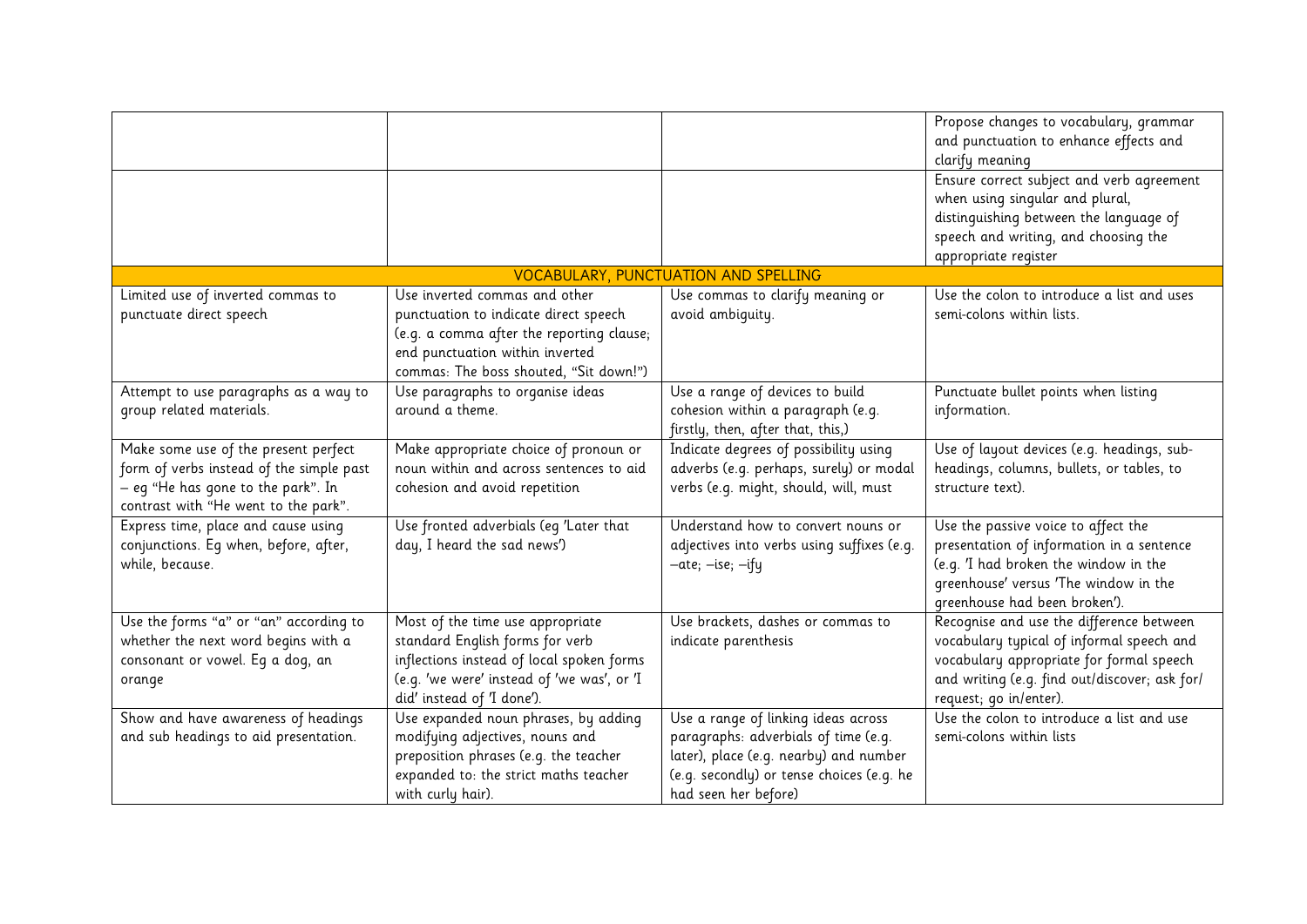| | | | |
|---|---|---|---|
| | | | Propose changes to vocabulary, grammar and punctuation to enhance effects and clarify meaning |
| | | | Ensure correct subject and verb agreement when using singular and plural, distinguishing between the language of speech and writing, and choosing the appropriate register |
| VOCABULARY, PUNCTUATION AND SPELLING | | | |
| Limited use of inverted commas to punctuate direct speech | Use inverted commas and other punctuation to indicate direct speech (e.g. a comma after the reporting clause; end punctuation within inverted commas: The boss shouted, "Sit down!") | Use commas to clarify meaning or avoid ambiguity. | Use the colon to introduce a list and uses semi-colons within lists. |
| Attempt to use paragraphs as a way to group related materials. | Use paragraphs to organise ideas around a theme. | Use a range of devices to build cohesion within a paragraph (e.g. firstly, then, after that, this,) | Punctuate bullet points when listing information. |
| Make some use of the present perfect form of verbs instead of the simple past – eg "He has gone to the park". In contrast with "He went to the park". | Make appropriate choice of pronoun or noun within and across sentences to aid cohesion and avoid repetition | Indicate degrees of possibility using adverbs (e.g. perhaps, surely) or modal verbs (e.g. might, should, will, must | Use of layout devices (e.g. headings, sub-headings, columns, bullets, or tables, to structure text). |
| Express time, place and cause using conjunctions. Eg when, before, after, while, because. | Use fronted adverbials (eg 'Later that day, I heard the sad news') | Understand how to convert nouns or adjectives into verbs using suffixes (e.g. –ate; –ise; –ify | Use the passive voice to affect the presentation of information in a sentence (e.g. 'I had broken the window in the greenhouse' versus 'The window in the greenhouse had been broken'). |
| Use the forms "a" or "an" according to whether the next word begins with a consonant or vowel. Eg a dog, an orange | Most of the time use appropriate standard English forms for verb inflections instead of local spoken forms (e.g. 'we were' instead of 'we was', or 'I did' instead of 'I done'). | Use brackets, dashes or commas to indicate parenthesis | Recognise and use the difference between vocabulary typical of informal speech and vocabulary appropriate for formal speech and writing (e.g. find out/discover; ask for/request; go in/enter). |
| Show and have awareness of headings and sub headings to aid presentation. | Use expanded noun phrases, by adding modifying adjectives, nouns and preposition phrases (e.g. the teacher expanded to: the strict maths teacher with curly hair). | Use a range of linking ideas across paragraphs: adverbials of time (e.g. later), place (e.g. nearby) and number (e.g. secondly) or tense choices (e.g. he had seen her before) | Use the colon to introduce a list and use semi-colons within lists |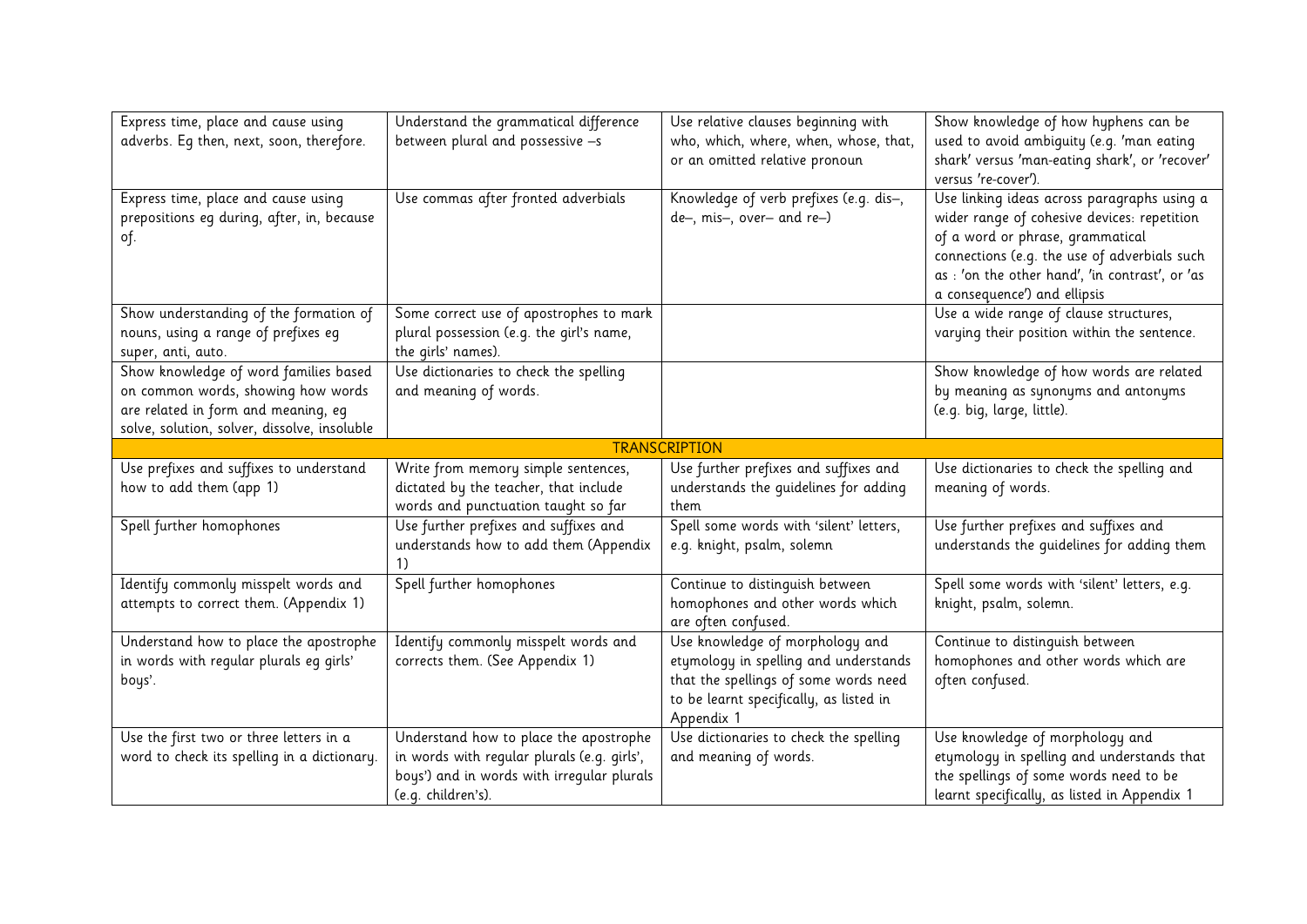| | | | |
|---|---|---|---|
| Express time, place and cause using adverbs. Eg then, next, soon, therefore. | Understand the grammatical difference between plural and possessive –s | Use relative clauses beginning with who, which, where, when, whose, that, or an omitted relative pronoun | Show knowledge of how hyphens can be used to avoid ambiguity (e.g. 'man eating shark' versus 'man-eating shark', or 'recover' versus 're-cover'). |
| Express time, place and cause using prepositions eg during, after, in, because of. | Use commas after fronted adverbials | Knowledge of verb prefixes (e.g. dis–, de–, mis–, over– and re–) | Use linking ideas across paragraphs using a wider range of cohesive devices: repetition of a word or phrase, grammatical connections (e.g. the use of adverbials such as : 'on the other hand', 'in contrast', or 'as a consequence') and ellipsis |
| Show understanding of the formation of nouns, using a range of prefixes eg super, anti, auto. | Some correct use of apostrophes to mark plural possession (e.g. the girl's name, the girls' names). | | Use a wide range of clause structures, varying their position within the sentence. |
| Show knowledge of word families based on common words, showing how words are related in form and meaning, eg solve, solution, solver, dissolve, insoluble | Use dictionaries to check the spelling and meaning of words. | | Show knowledge of how words are related by meaning as synonyms and antonyms (e.g. big, large, little). |
| **TRANSCRIPTION** | | | |
| Use prefixes and suffixes to understand how to add them (app 1) | Write from memory simple sentences, dictated by the teacher, that include words and punctuation taught so far | Use further prefixes and suffixes and understands the guidelines for adding them | Use dictionaries to check the spelling and meaning of words. |
| Spell further homophones | Use further prefixes and suffixes and understands how to add them (Appendix 1) | Spell some words with 'silent' letters, e.g. knight, psalm, solemn | Use further prefixes and suffixes and understands the guidelines for adding them |
| Identify commonly misspelt words and attempts to correct them. (Appendix 1) | Spell further homophones | Continue to distinguish between homophones and other words which are often confused. | Spell some words with 'silent' letters, e.g. knight, psalm, solemn. |
| Understand how to place the apostrophe in words with regular plurals eg girls' boys'. | Identify commonly misspelt words and corrects them. (See Appendix 1) | Use knowledge of morphology and etymology in spelling and understands that the spellings of some words need to be learnt specifically, as listed in Appendix 1 | Continue to distinguish between homophones and other words which are often confused. |
| Use the first two or three letters in a word to check its spelling in a dictionary. | Understand how to place the apostrophe in words with regular plurals (e.g. girls', boys') and in words with irregular plurals (e.g. children's). | Use dictionaries to check the spelling and meaning of words. | Use knowledge of morphology and etymology in spelling and understands that the spellings of some words need to be learnt specifically, as listed in Appendix 1 |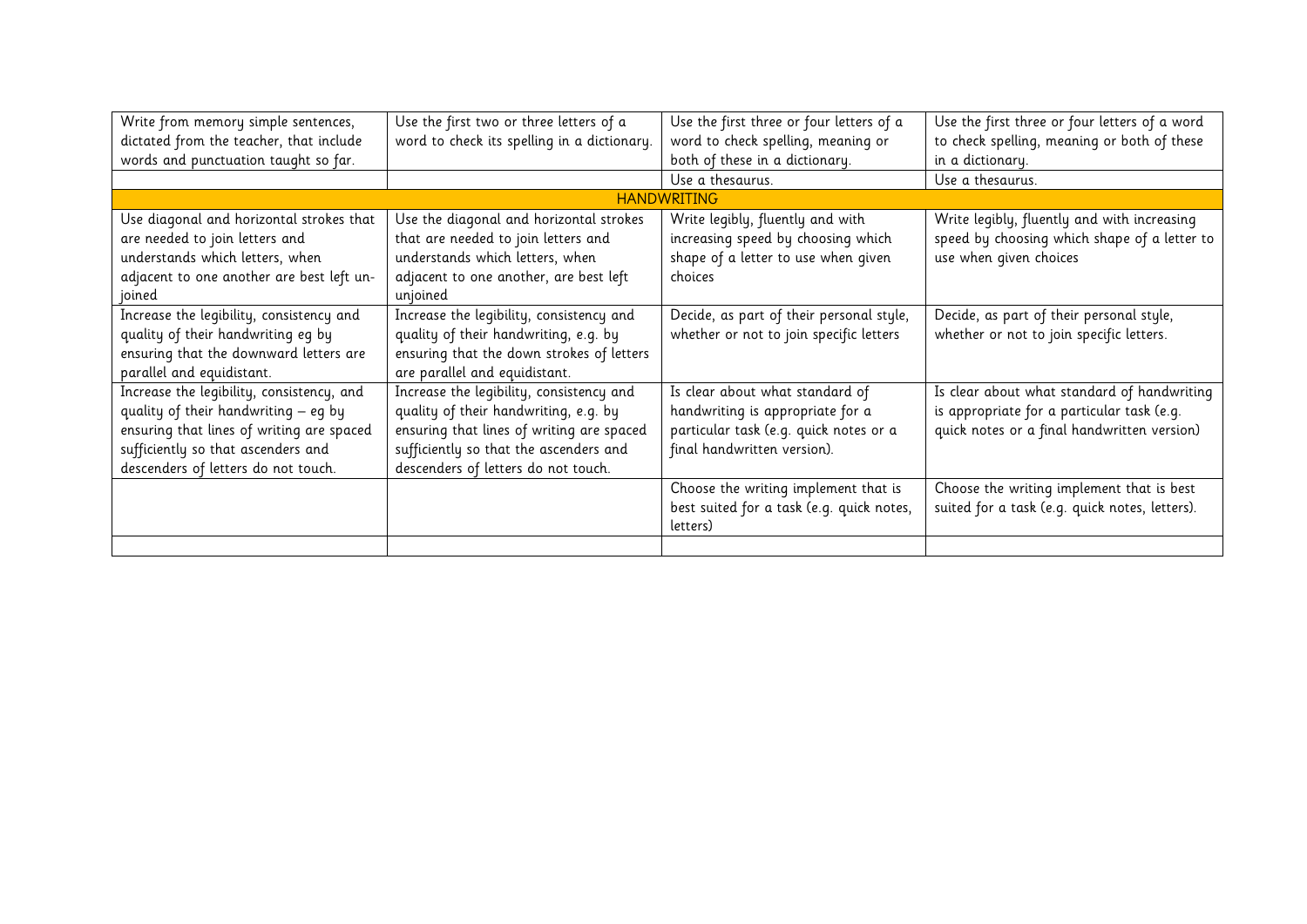| | | | |
|---|---|---|---|
| Write from memory simple sentences, dictated from the teacher, that include words and punctuation taught so far. | Use the first two or three letters of a word to check its spelling in a dictionary. | Use the first three or four letters of a word to check spelling, meaning or both of these in a dictionary. | Use the first three or four letters of a word to check spelling, meaning or both of these in a dictionary. |
| | | Use a thesaurus. | Use a thesaurus. |
| **HANDWRITING** | | | |
| Use diagonal and horizontal strokes that are needed to join letters and understands which letters, when adjacent to one another are best left un-joined | Use the diagonal and horizontal strokes that are needed to join letters and understands which letters, when adjacent to one another, are best left unjoined | Write legibly, fluently and with increasing speed by choosing which shape of a letter to use when given choices | Write legibly, fluently and with increasing speed by choosing which shape of a letter to use when given choices |
| Increase the legibility, consistency and quality of their handwriting eg by ensuring that the downward letters are parallel and equidistant. | Increase the legibility, consistency and quality of their handwriting, e.g. by ensuring that the down strokes of letters are parallel and equidistant. | Decide, as part of their personal style, whether or not to join specific letters | Decide, as part of their personal style, whether or not to join specific letters. |
| Increase the legibility, consistency, and quality of their handwriting – eg by ensuring that lines of writing are spaced sufficiently so that ascenders and descenders of letters do not touch. | Increase the legibility, consistency and quality of their handwriting, e.g. by ensuring that lines of writing are spaced sufficiently so that the ascenders and descenders of letters do not touch. | Is clear about what standard of handwriting is appropriate for a particular task (e.g. quick notes or a final handwritten version). | Is clear about what standard of handwriting is appropriate for a particular task (e.g. quick notes or a final handwritten version) |
| | | Choose the writing implement that is best suited for a task (e.g. quick notes, letters) | Choose the writing implement that is best suited for a task (e.g. quick notes, letters). |
| | | | |